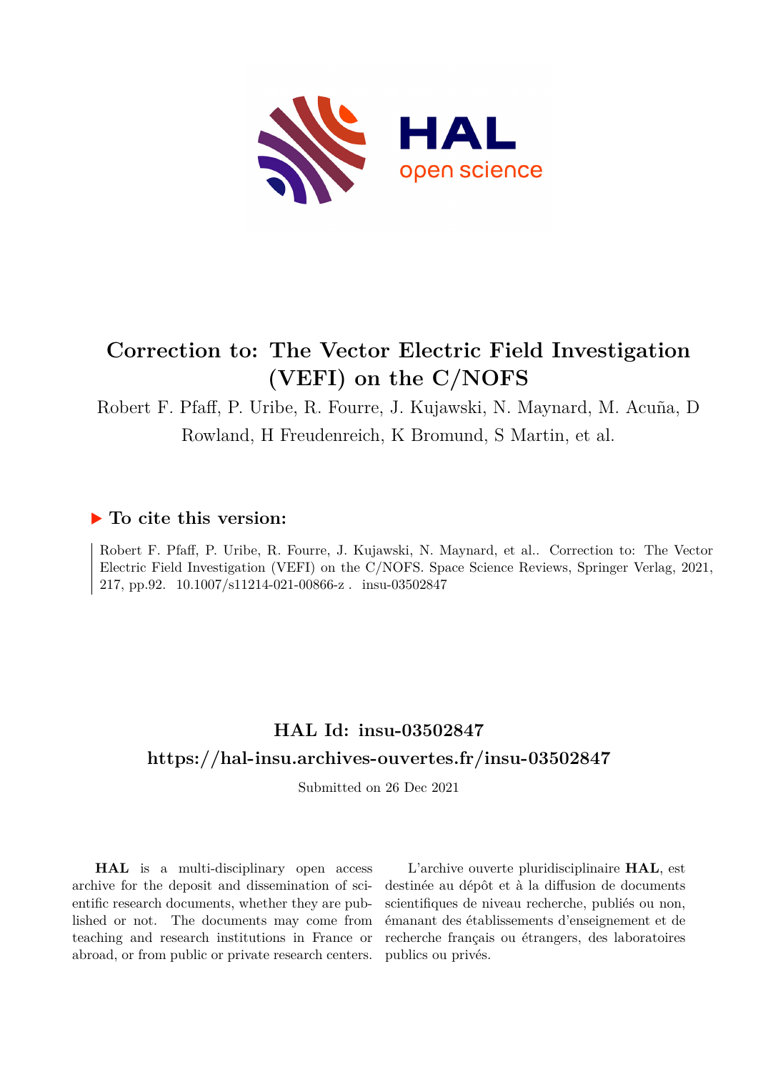# Correction to: The Vector Electric Field Investigation (VEFI) on the C/NOFS

Robert F. Pfaff, P. Uribe, R. Fourre, J. Kujawski, N. Maynard, M. Acuña, D Rowland, H Freudenreich, K Bromund, S Martin, et al.

## ▶ To cite this version:

Robert F. Pfaff, P. Uribe, R. Fourre, J. Kujawski, N. Maynard, et al.. Correction to: The Vector Electric Field Investigation (VEFI) on the C/NOFS. Space Science Reviews, Springer Verlag, 2021, 217, pp.92. 10.1007/s11214-021-00866-z . insu-03502847

## HAL Id: insu-03502847

## https://hal-insu.archives-ouvertes.fr/insu-03502847

Submitted on 26 Dec 2021

**HAL** is a multi-disciplinary open access archive for the deposit and dissemination of scientific research documents, whether they are published or not. The documents may come from teaching and research institutions in France or abroad, or from public or private research centers.

L'archive ouverte pluridisciplinaire **HAL**, est destinée au dépôt et à la diffusion de documents scientifiques de niveau recherche, publiés ou non, émanant des établissements d'enseignement et de recherche français ou étrangers, des laboratoires publics ou privés.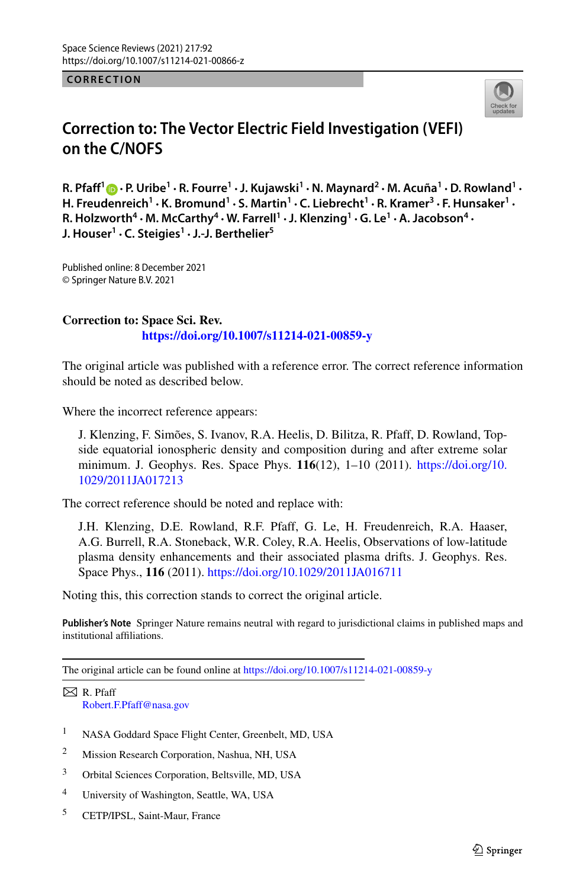CORRECTION

# Correction to: The Vector Electric Field Investigation (VEFI) on the C/NOFS

**R. Pfaff[1] · P. Uribe[1] · R. Fourre[1] · J. Kujawski[1] · N. Maynard[2] · M. Acuña[1] · D. Rowland[1] · H. Freudenreich[1] · K. Bromund[1] · S. Martin[1] · C. Liebrecht[1] · R. Kramer[3] · F. Hunsaker[1] · R. Holzworth[4] · M. McCarthy[4] · W. Farrell[1] · J. Klenzing[1] · G. Le[1] · A. Jacobson[4] · J. Houser[1] · C. Steigies[1] · J.-J. Berthelier[5]**

Published online: 8 December 2021
© Springer Nature B.V. 2021

**Correction to: Space Sci. Rev.**
https://doi.org/10.1007/s11214-021-00859-y

The original article was published with a reference error. The correct reference information should be noted as described below.

Where the incorrect reference appears:

> J. Klenzing, F. Simões, S. Ivanov, R.A. Heelis, D. Bilitza, R. Pfaff, D. Rowland, Topside equatorial ionospheric density and composition during and after extreme solar minimum. J. Geophys. Res. Space Phys. **116**(12), 1–10 (2011). https://doi.org/10.1029/2011JA017213

The correct reference should be noted and replace with:

> J.H. Klenzing, D.E. Rowland, R.F. Pfaff, G. Le, H. Freudenreich, R.A. Haaser, A.G. Burrell, R.A. Stoneback, W.R. Coley, R.A. Heelis, Observations of low-latitude plasma density enhancements and their associated plasma drifts. J. Geophys. Res. Space Phys., **116** (2011). https://doi.org/10.1029/2011JA016711

Noting this, this correction stands to correct the original article.

**Publisher's Note** Springer Nature remains neutral with regard to jurisdictional claims in published maps and institutional affiliations.

---

The original article can be found online at https://doi.org/10.1007/s11214-021-00859-y

✉ R. Pfaff
Robert.F.Pfaff@nasa.gov

[1] NASA Goddard Space Flight Center, Greenbelt, MD, USA

[2] Mission Research Corporation, Nashua, NH, USA

[3] Orbital Sciences Corporation, Beltsville, MD, USA

[4] University of Washington, Seattle, WA, USA

[5] CETP/IPSL, Saint-Maur, France